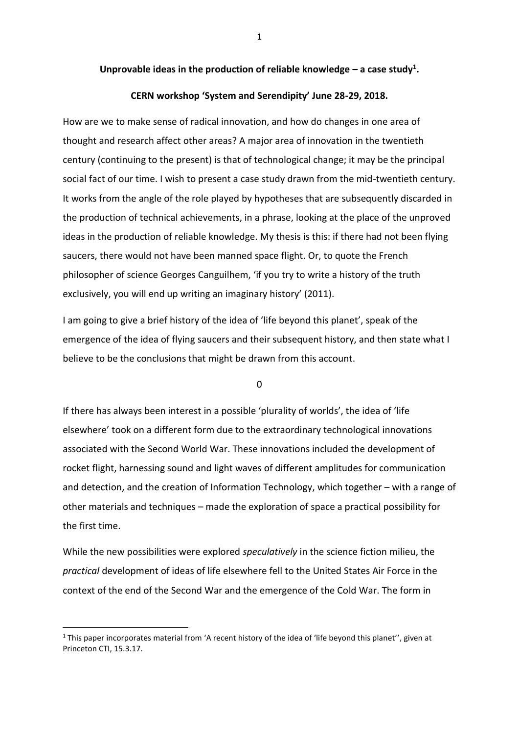**Unprovable ideas in the production of reliable knowledge – a case study[1].**

**CERN workshop 'System and Serendipity' June 28-29, 2018.**

How are we to make sense of radical innovation, and how do changes in one area of thought and research affect other areas? A major area of innovation in the twentieth century (continuing to the present) is that of technological change; it may be the principal social fact of our time. I wish to present a case study drawn from the mid-twentieth century. It works from the angle of the role played by hypotheses that are subsequently discarded in the production of technical achievements, in a phrase, looking at the place of the unproved ideas in the production of reliable knowledge. My thesis is this: if there had not been flying saucers, there would not have been manned space flight. Or, to quote the French philosopher of science Georges Canguilhem, 'if you try to write a history of the truth exclusively, you will end up writing an imaginary history' (2011).

I am going to give a brief history of the idea of 'life beyond this planet', speak of the emergence of the idea of flying saucers and their subsequent history, and then state what I believe to be the conclusions that might be drawn from this account.

0

If there has always been interest in a possible 'plurality of worlds', the idea of 'life elsewhere' took on a different form due to the extraordinary technological innovations associated with the Second World War. These innovations included the development of rocket flight, harnessing sound and light waves of different amplitudes for communication and detection, and the creation of Information Technology, which together – with a range of other materials and techniques – made the exploration of space a practical possibility for the first time.

While the new possibilities were explored *speculatively* in the science fiction milieu, the *practical* development of ideas of life elsewhere fell to the United States Air Force in the context of the end of the Second War and the emergence of the Cold War. The form in

[1] This paper incorporates material from 'A recent history of the idea of 'life beyond this planet'', given at Princeton CTI, 15.3.17.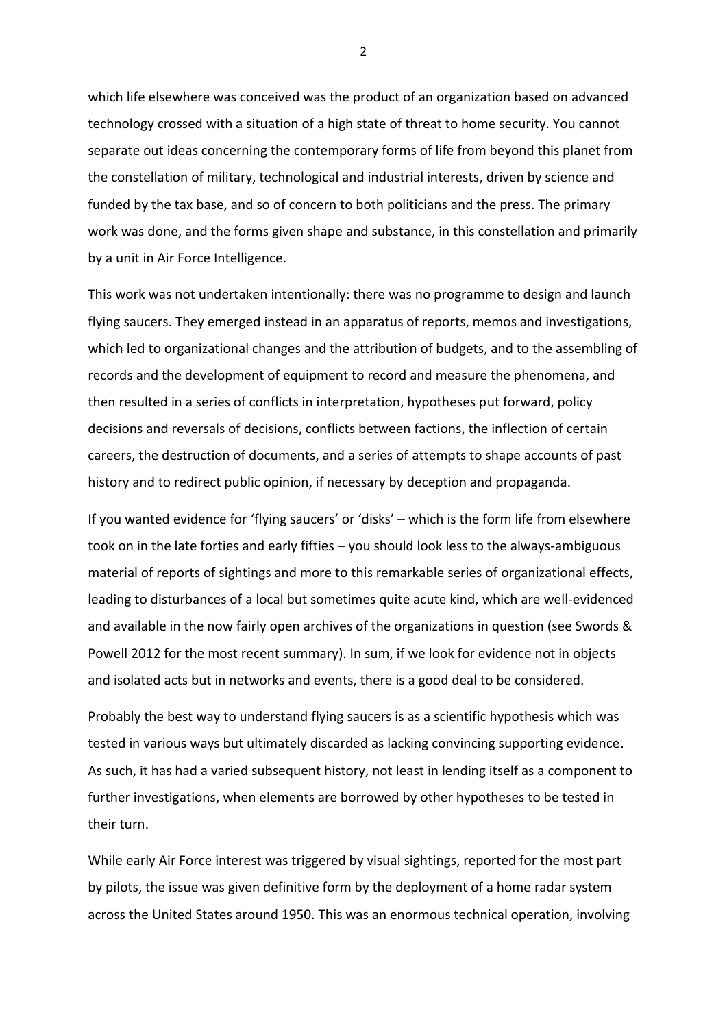which life elsewhere was conceived was the product of an organization based on advanced technology crossed with a situation of a high state of threat to home security. You cannot separate out ideas concerning the contemporary forms of life from beyond this planet from the constellation of military, technological and industrial interests, driven by science and funded by the tax base, and so of concern to both politicians and the press. The primary work was done, and the forms given shape and substance, in this constellation and primarily by a unit in Air Force Intelligence.

This work was not undertaken intentionally: there was no programme to design and launch flying saucers. They emerged instead in an apparatus of reports, memos and investigations, which led to organizational changes and the attribution of budgets, and to the assembling of records and the development of equipment to record and measure the phenomena, and then resulted in a series of conflicts in interpretation, hypotheses put forward, policy decisions and reversals of decisions, conflicts between factions, the inflection of certain careers, the destruction of documents, and a series of attempts to shape accounts of past history and to redirect public opinion, if necessary by deception and propaganda.

If you wanted evidence for 'flying saucers' or 'disks' – which is the form life from elsewhere took on in the late forties and early fifties – you should look less to the always-ambiguous material of reports of sightings and more to this remarkable series of organizational effects, leading to disturbances of a local but sometimes quite acute kind, which are well-evidenced and available in the now fairly open archives of the organizations in question (see Swords & Powell 2012 for the most recent summary). In sum, if we look for evidence not in objects and isolated acts but in networks and events, there is a good deal to be considered.

Probably the best way to understand flying saucers is as a scientific hypothesis which was tested in various ways but ultimately discarded as lacking convincing supporting evidence. As such, it has had a varied subsequent history, not least in lending itself as a component to further investigations, when elements are borrowed by other hypotheses to be tested in their turn.

While early Air Force interest was triggered by visual sightings, reported for the most part by pilots, the issue was given definitive form by the deployment of a home radar system across the United States around 1950. This was an enormous technical operation, involving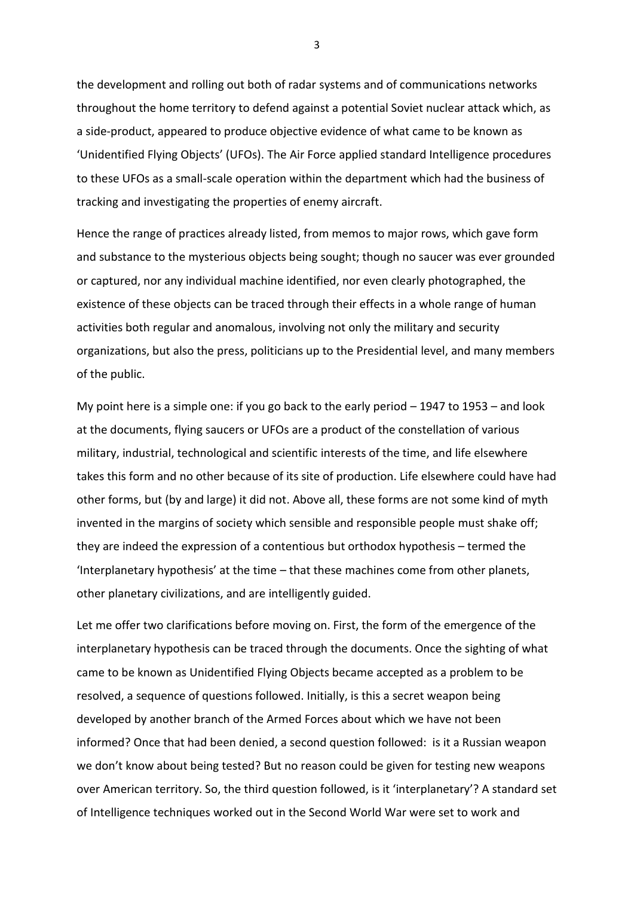the development and rolling out both of radar systems and of communications networks throughout the home territory to defend against a potential Soviet nuclear attack which, as a side-product, appeared to produce objective evidence of what came to be known as 'Unidentified Flying Objects' (UFOs). The Air Force applied standard Intelligence procedures to these UFOs as a small-scale operation within the department which had the business of tracking and investigating the properties of enemy aircraft.

Hence the range of practices already listed, from memos to major rows, which gave form and substance to the mysterious objects being sought; though no saucer was ever grounded or captured, nor any individual machine identified, nor even clearly photographed, the existence of these objects can be traced through their effects in a whole range of human activities both regular and anomalous, involving not only the military and security organizations, but also the press, politicians up to the Presidential level, and many members of the public.

My point here is a simple one: if you go back to the early period – 1947 to 1953 – and look at the documents, flying saucers or UFOs are a product of the constellation of various military, industrial, technological and scientific interests of the time, and life elsewhere takes this form and no other because of its site of production. Life elsewhere could have had other forms, but (by and large) it did not. Above all, these forms are not some kind of myth invented in the margins of society which sensible and responsible people must shake off; they are indeed the expression of a contentious but orthodox hypothesis – termed the 'Interplanetary hypothesis' at the time – that these machines come from other planets, other planetary civilizations, and are intelligently guided.

Let me offer two clarifications before moving on. First, the form of the emergence of the interplanetary hypothesis can be traced through the documents. Once the sighting of what came to be known as Unidentified Flying Objects became accepted as a problem to be resolved, a sequence of questions followed. Initially, is this a secret weapon being developed by another branch of the Armed Forces about which we have not been informed? Once that had been denied, a second question followed: is it a Russian weapon we don't know about being tested? But no reason could be given for testing new weapons over American territory. So, the third question followed, is it 'interplanetary'? A standard set of Intelligence techniques worked out in the Second World War were set to work and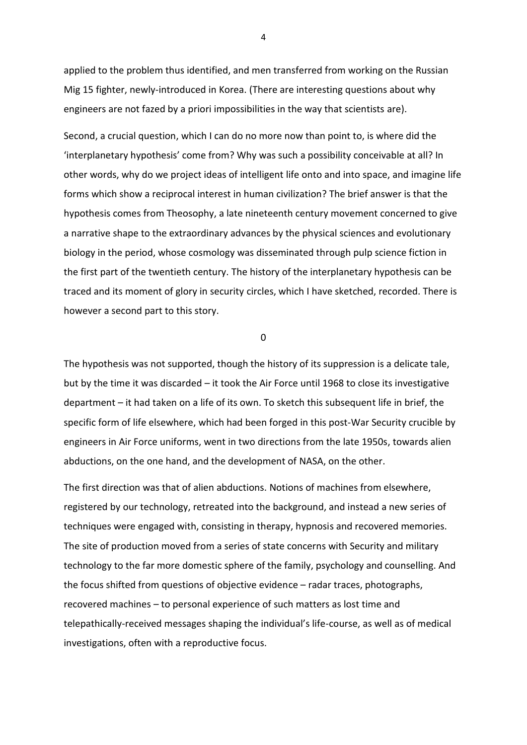applied to the problem thus identified, and men transferred from working on the Russian Mig 15 fighter, newly-introduced in Korea. (There are interesting questions about why engineers are not fazed by a priori impossibilities in the way that scientists are).

Second, a crucial question, which I can do no more now than point to, is where did the 'interplanetary hypothesis' come from? Why was such a possibility conceivable at all? In other words, why do we project ideas of intelligent life onto and into space, and imagine life forms which show a reciprocal interest in human civilization? The brief answer is that the hypothesis comes from Theosophy, a late nineteenth century movement concerned to give a narrative shape to the extraordinary advances by the physical sciences and evolutionary biology in the period, whose cosmology was disseminated through pulp science fiction in the first part of the twentieth century. The history of the interplanetary hypothesis can be traced and its moment of glory in security circles, which I have sketched, recorded. There is however a second part to this story.

0

The hypothesis was not supported, though the history of its suppression is a delicate tale, but by the time it was discarded – it took the Air Force until 1968 to close its investigative department – it had taken on a life of its own. To sketch this subsequent life in brief, the specific form of life elsewhere, which had been forged in this post-War Security crucible by engineers in Air Force uniforms, went in two directions from the late 1950s, towards alien abductions, on the one hand, and the development of NASA, on the other.

The first direction was that of alien abductions. Notions of machines from elsewhere, registered by our technology, retreated into the background, and instead a new series of techniques were engaged with, consisting in therapy, hypnosis and recovered memories. The site of production moved from a series of state concerns with Security and military technology to the far more domestic sphere of the family, psychology and counselling. And the focus shifted from questions of objective evidence – radar traces, photographs, recovered machines – to personal experience of such matters as lost time and telepathically-received messages shaping the individual's life-course, as well as of medical investigations, often with a reproductive focus.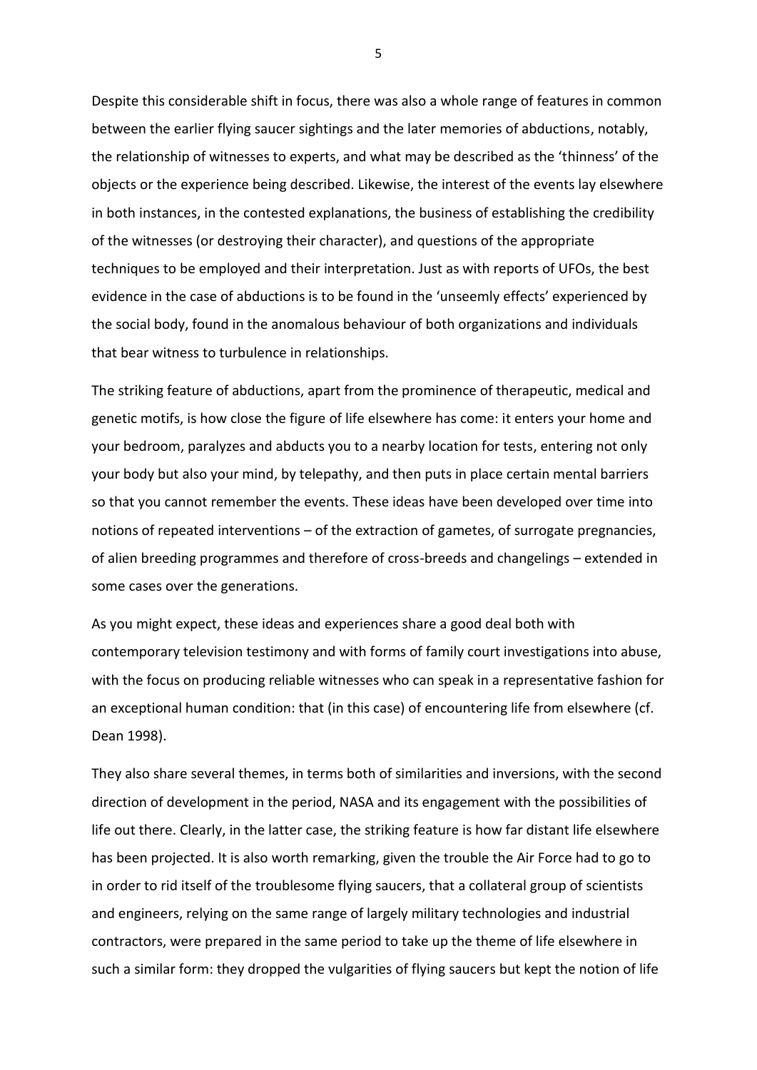Despite this considerable shift in focus, there was also a whole range of features in common between the earlier flying saucer sightings and the later memories of abductions, notably, the relationship of witnesses to experts, and what may be described as the 'thinness' of the objects or the experience being described. Likewise, the interest of the events lay elsewhere in both instances, in the contested explanations, the business of establishing the credibility of the witnesses (or destroying their character), and questions of the appropriate techniques to be employed and their interpretation. Just as with reports of UFOs, the best evidence in the case of abductions is to be found in the 'unseemly effects' experienced by the social body, found in the anomalous behaviour of both organizations and individuals that bear witness to turbulence in relationships.

The striking feature of abductions, apart from the prominence of therapeutic, medical and genetic motifs, is how close the figure of life elsewhere has come: it enters your home and your bedroom, paralyzes and abducts you to a nearby location for tests, entering not only your body but also your mind, by telepathy, and then puts in place certain mental barriers so that you cannot remember the events. These ideas have been developed over time into notions of repeated interventions – of the extraction of gametes, of surrogate pregnancies, of alien breeding programmes and therefore of cross-breeds and changelings – extended in some cases over the generations.

As you might expect, these ideas and experiences share a good deal both with contemporary television testimony and with forms of family court investigations into abuse, with the focus on producing reliable witnesses who can speak in a representative fashion for an exceptional human condition: that (in this case) of encountering life from elsewhere (cf. Dean 1998).

They also share several themes, in terms both of similarities and inversions, with the second direction of development in the period, NASA and its engagement with the possibilities of life out there. Clearly, in the latter case, the striking feature is how far distant life elsewhere has been projected. It is also worth remarking, given the trouble the Air Force had to go to in order to rid itself of the troublesome flying saucers, that a collateral group of scientists and engineers, relying on the same range of largely military technologies and industrial contractors, were prepared in the same period to take up the theme of life elsewhere in such a similar form: they dropped the vulgarities of flying saucers but kept the notion of life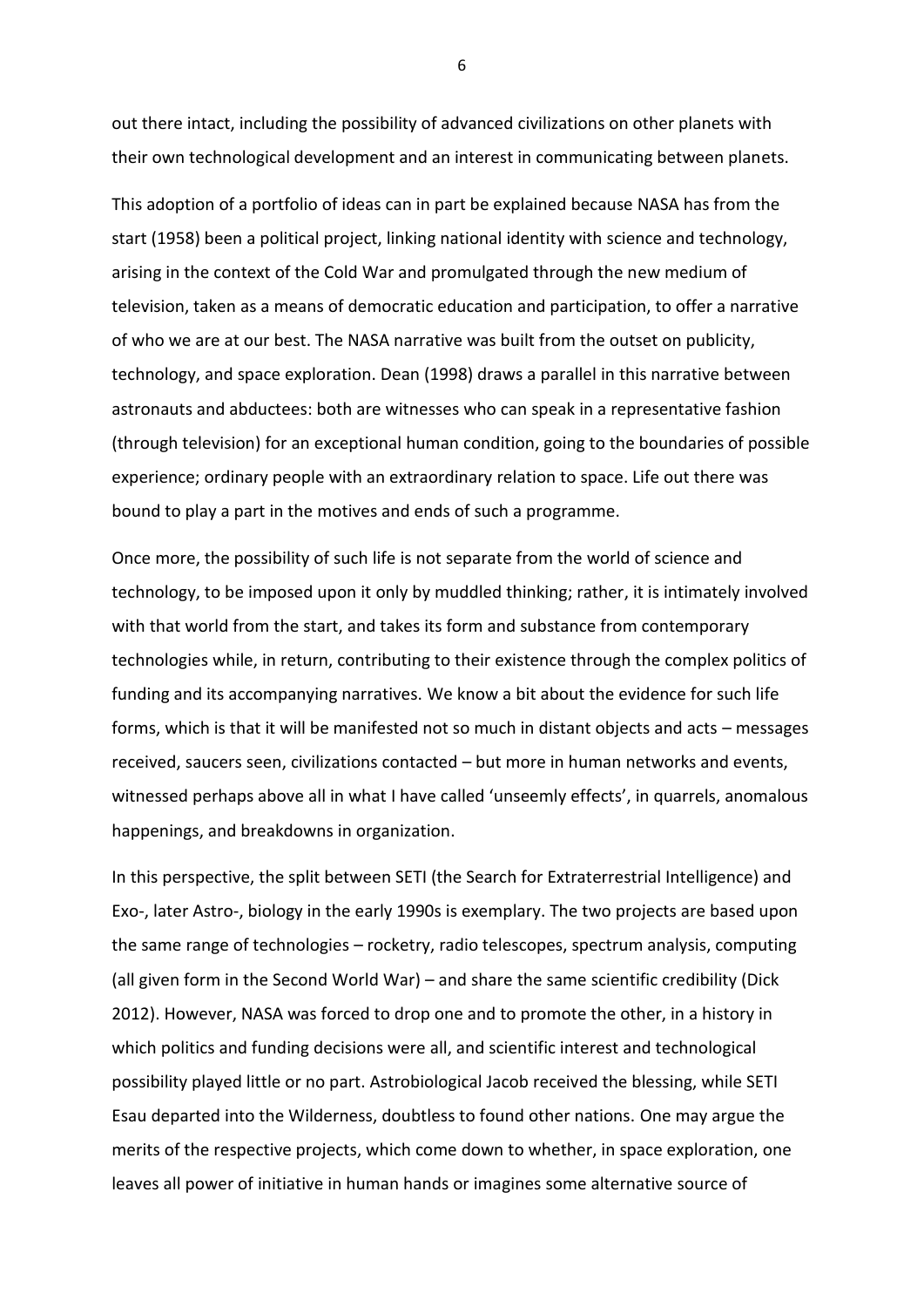out there intact, including the possibility of advanced civilizations on other planets with their own technological development and an interest in communicating between planets.

This adoption of a portfolio of ideas can in part be explained because NASA has from the start (1958) been a political project, linking national identity with science and technology, arising in the context of the Cold War and promulgated through the new medium of television, taken as a means of democratic education and participation, to offer a narrative of who we are at our best. The NASA narrative was built from the outset on publicity, technology, and space exploration. Dean (1998) draws a parallel in this narrative between astronauts and abductees: both are witnesses who can speak in a representative fashion (through television) for an exceptional human condition, going to the boundaries of possible experience; ordinary people with an extraordinary relation to space. Life out there was bound to play a part in the motives and ends of such a programme.

Once more, the possibility of such life is not separate from the world of science and technology, to be imposed upon it only by muddled thinking; rather, it is intimately involved with that world from the start, and takes its form and substance from contemporary technologies while, in return, contributing to their existence through the complex politics of funding and its accompanying narratives. We know a bit about the evidence for such life forms, which is that it will be manifested not so much in distant objects and acts – messages received, saucers seen, civilizations contacted – but more in human networks and events, witnessed perhaps above all in what I have called 'unseemly effects', in quarrels, anomalous happenings, and breakdowns in organization.

In this perspective, the split between SETI (the Search for Extraterrestrial Intelligence) and Exo-, later Astro-, biology in the early 1990s is exemplary. The two projects are based upon the same range of technologies – rocketry, radio telescopes, spectrum analysis, computing (all given form in the Second World War) – and share the same scientific credibility (Dick 2012). However, NASA was forced to drop one and to promote the other, in a history in which politics and funding decisions were all, and scientific interest and technological possibility played little or no part. Astrobiological Jacob received the blessing, while SETI Esau departed into the Wilderness, doubtless to found other nations. One may argue the merits of the respective projects, which come down to whether, in space exploration, one leaves all power of initiative in human hands or imagines some alternative source of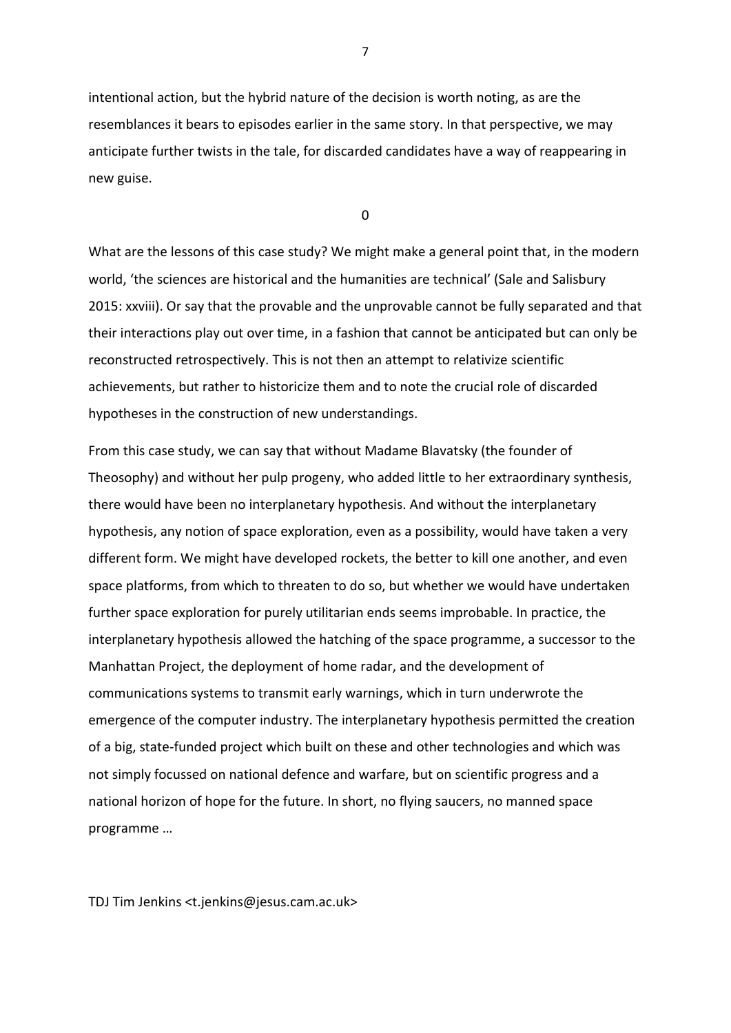intentional action, but the hybrid nature of the decision is worth noting, as are the resemblances it bears to episodes earlier in the same story. In that perspective, we may anticipate further twists in the tale, for discarded candidates have a way of reappearing in new guise.

0

What are the lessons of this case study? We might make a general point that, in the modern world, 'the sciences are historical and the humanities are technical' (Sale and Salisbury 2015: xxviii). Or say that the provable and the unprovable cannot be fully separated and that their interactions play out over time, in a fashion that cannot be anticipated but can only be reconstructed retrospectively. This is not then an attempt to relativize scientific achievements, but rather to historicize them and to note the crucial role of discarded hypotheses in the construction of new understandings.

From this case study, we can say that without Madame Blavatsky (the founder of Theosophy) and without her pulp progeny, who added little to her extraordinary synthesis, there would have been no interplanetary hypothesis. And without the interplanetary hypothesis, any notion of space exploration, even as a possibility, would have taken a very different form. We might have developed rockets, the better to kill one another, and even space platforms, from which to threaten to do so, but whether we would have undertaken further space exploration for purely utilitarian ends seems improbable. In practice, the interplanetary hypothesis allowed the hatching of the space programme, a successor to the Manhattan Project, the deployment of home radar, and the development of communications systems to transmit early warnings, which in turn underwrote the emergence of the computer industry. The interplanetary hypothesis permitted the creation of a big, state-funded project which built on these and other technologies and which was not simply focussed on national defence and warfare, but on scientific progress and a national horizon of hope for the future. In short, no flying saucers, no manned space programme …

TDJ Tim Jenkins <t.jenkins@jesus.cam.ac.uk>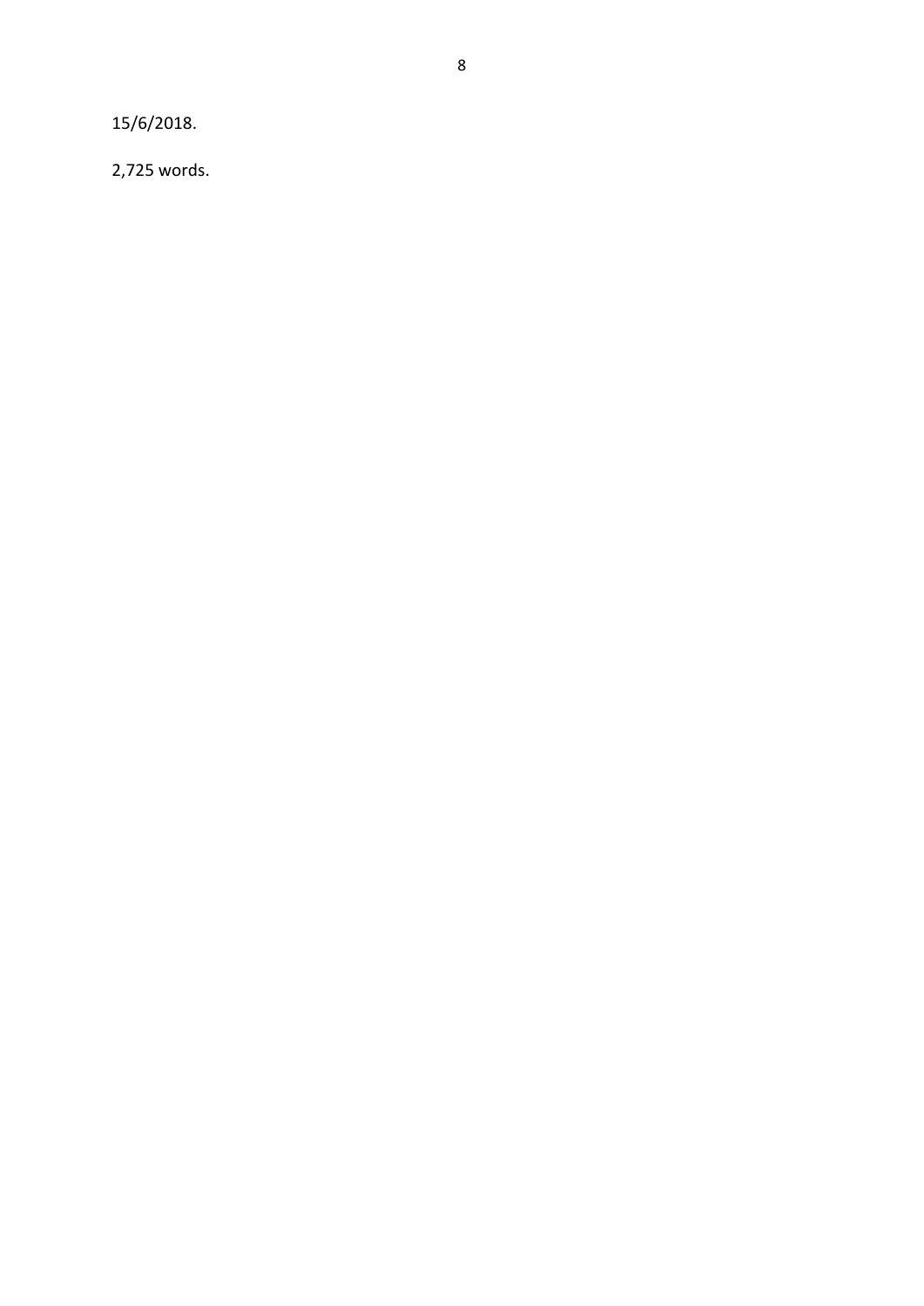15/6/2018.

2,725 words.